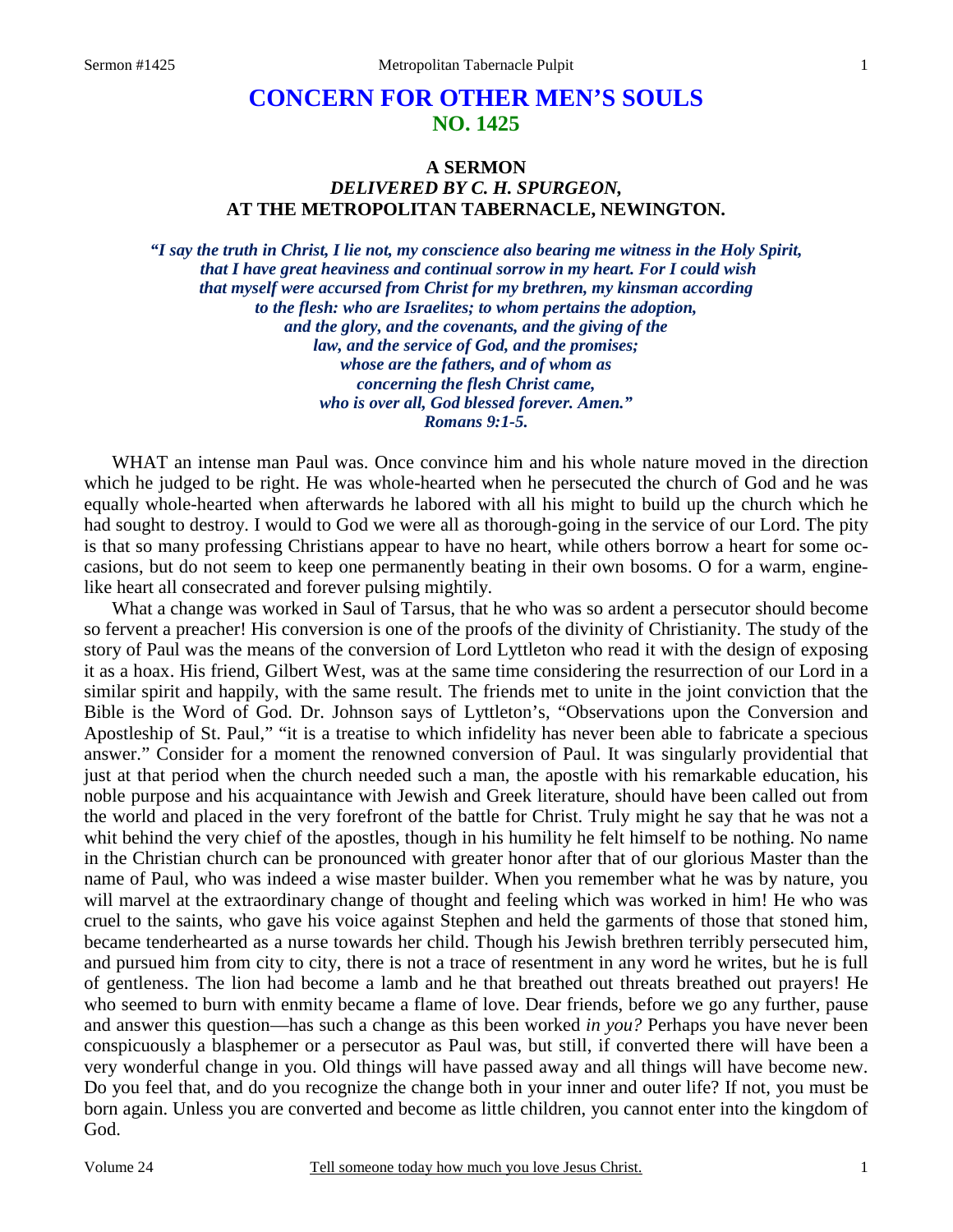# CONCERN FOR OTHER MEN'S SOULS
## NO. 1425

### A SERMON
### *DELIVERED BY C. H. SPURGEON,*
### AT THE METROPOLITAN TABERNACLE, NEWINGTON.

***"I say the truth in Christ, I lie not, my conscience also bearing me witness in the Holy Spirit, that I have great heaviness and continual sorrow in my heart. For I could wish that myself were accursed from Christ for my brethren, my kinsman according to the flesh: who are Israelites; to whom pertains the adoption, and the glory, and the covenants, and the giving of the law, and the service of God, and the promises; whose are the fathers, and of whom as concerning the flesh Christ came, who is over all, God blessed forever. Amen." Romans 9:1-5.***

WHAT an intense man Paul was. Once convince him and his whole nature moved in the direction which he judged to be right. He was whole-hearted when he persecuted the church of God and he was equally whole-hearted when afterwards he labored with all his might to build up the church which he had sought to destroy. I would to God we were all as thorough-going in the service of our Lord. The pity is that so many professing Christians appear to have no heart, while others borrow a heart for some occasions, but do not seem to keep one permanently beating in their own bosoms. O for a warm, engine-like heart all consecrated and forever pulsing mightily.

What a change was worked in Saul of Tarsus, that he who was so ardent a persecutor should become so fervent a preacher! His conversion is one of the proofs of the divinity of Christianity. The study of the story of Paul was the means of the conversion of Lord Lyttleton who read it with the design of exposing it as a hoax. His friend, Gilbert West, was at the same time considering the resurrection of our Lord in a similar spirit and happily, with the same result. The friends met to unite in the joint conviction that the Bible is the Word of God. Dr. Johnson says of Lyttleton's, "Observations upon the Conversion and Apostleship of St. Paul," "it is a treatise to which infidelity has never been able to fabricate a specious answer." Consider for a moment the renowned conversion of Paul. It was singularly providential that just at that period when the church needed such a man, the apostle with his remarkable education, his noble purpose and his acquaintance with Jewish and Greek literature, should have been called out from the world and placed in the very forefront of the battle for Christ. Truly might he say that he was not a whit behind the very chief of the apostles, though in his humility he felt himself to be nothing. No name in the Christian church can be pronounced with greater honor after that of our glorious Master than the name of Paul, who was indeed a wise master builder. When you remember what he was by nature, you will marvel at the extraordinary change of thought and feeling which was worked in him! He who was cruel to the saints, who gave his voice against Stephen and held the garments of those that stoned him, became tenderhearted as a nurse towards her child. Though his Jewish brethren terribly persecuted him, and pursued him from city to city, there is not a trace of resentment in any word he writes, but he is full of gentleness. The lion had become a lamb and he that breathed out threats breathed out prayers! He who seemed to burn with enmity became a flame of love. Dear friends, before we go any further, pause and answer this question—has such a change as this been worked *in you?* Perhaps you have never been conspicuously a blasphemer or a persecutor as Paul was, but still, if converted there will have been a very wonderful change in you. Old things will have passed away and all things will have become new. Do you feel that, and do you recognize the change both in your inner and outer life? If not, you must be born again. Unless you are converted and become as little children, you cannot enter into the kingdom of God.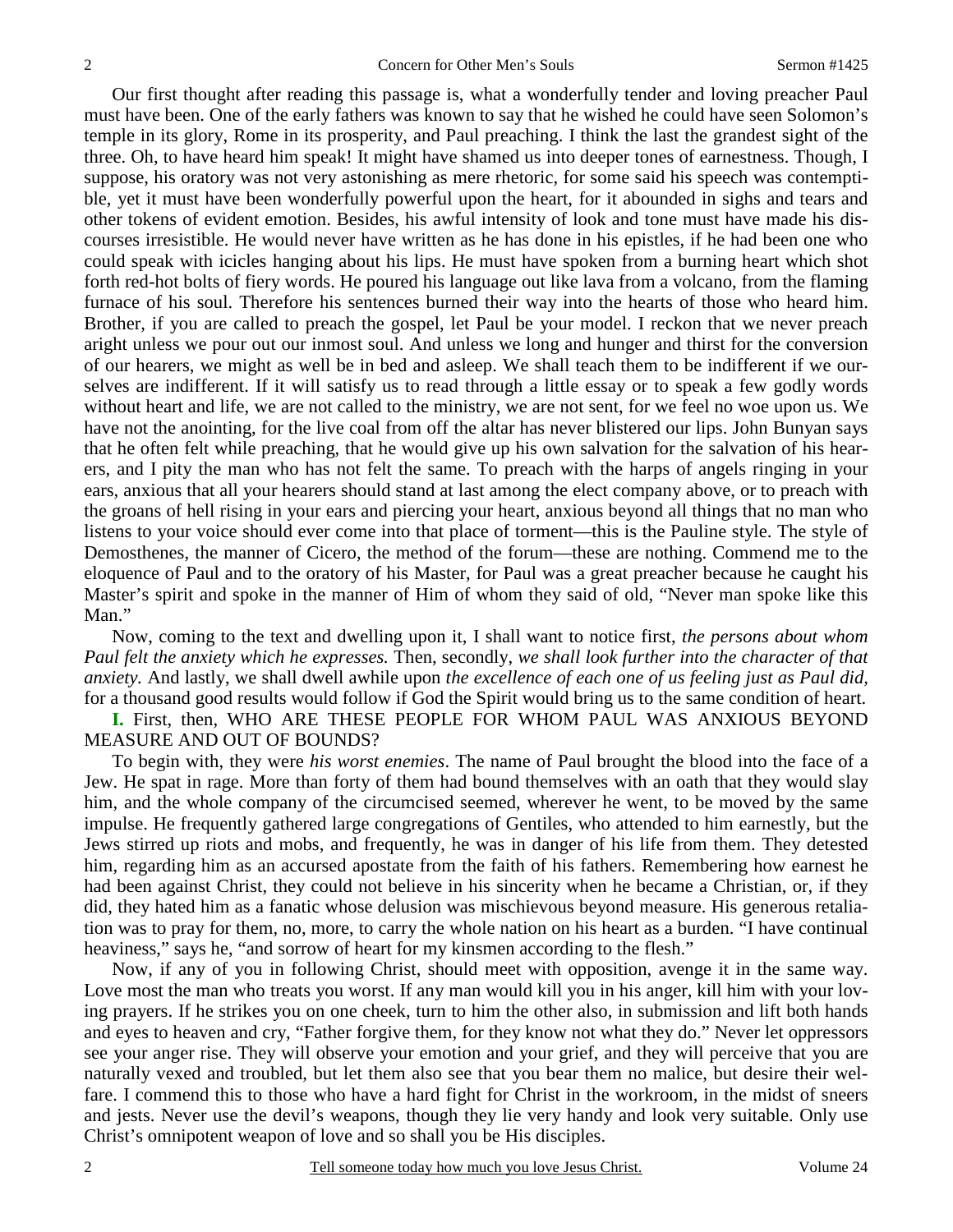Our first thought after reading this passage is, what a wonderfully tender and loving preacher Paul must have been. One of the early fathers was known to say that he wished he could have seen Solomon's temple in its glory, Rome in its prosperity, and Paul preaching. I think the last the grandest sight of the three. Oh, to have heard him speak! It might have shamed us into deeper tones of earnestness. Though, I suppose, his oratory was not very astonishing as mere rhetoric, for some said his speech was contemptible, yet it must have been wonderfully powerful upon the heart, for it abounded in sighs and tears and other tokens of evident emotion. Besides, his awful intensity of look and tone must have made his discourses irresistible. He would never have written as he has done in his epistles, if he had been one who could speak with icicles hanging about his lips. He must have spoken from a burning heart which shot forth red-hot bolts of fiery words. He poured his language out like lava from a volcano, from the flaming furnace of his soul. Therefore his sentences burned their way into the hearts of those who heard him. Brother, if you are called to preach the gospel, let Paul be your model. I reckon that we never preach aright unless we pour out our inmost soul. And unless we long and hunger and thirst for the conversion of our hearers, we might as well be in bed and asleep. We shall teach them to be indifferent if we ourselves are indifferent. If it will satisfy us to read through a little essay or to speak a few godly words without heart and life, we are not called to the ministry, we are not sent, for we feel no woe upon us. We have not the anointing, for the live coal from off the altar has never blistered our lips. John Bunyan says that he often felt while preaching, that he would give up his own salvation for the salvation of his hearers, and I pity the man who has not felt the same. To preach with the harps of angels ringing in your ears, anxious that all your hearers should stand at last among the elect company above, or to preach with the groans of hell rising in your ears and piercing your heart, anxious beyond all things that no man who listens to your voice should ever come into that place of torment—this is the Pauline style. The style of Demosthenes, the manner of Cicero, the method of the forum—these are nothing. Commend me to the eloquence of Paul and to the oratory of his Master, for Paul was a great preacher because he caught his Master's spirit and spoke in the manner of Him of whom they said of old, "Never man spoke like this Man."

Now, coming to the text and dwelling upon it, I shall want to notice first, *the persons about whom Paul felt the anxiety which he expresses.* Then, secondly, *we shall look further into the character of that anxiety.* And lastly, we shall dwell awhile upon *the excellence of each one of us feeling just as Paul did,* for a thousand good results would follow if God the Spirit would bring us to the same condition of heart.

**I.** First, then, WHO ARE THESE PEOPLE FOR WHOM PAUL WAS ANXIOUS BEYOND MEASURE AND OUT OF BOUNDS?

To begin with, they were *his worst enemies*. The name of Paul brought the blood into the face of a Jew. He spat in rage. More than forty of them had bound themselves with an oath that they would slay him, and the whole company of the circumcised seemed, wherever he went, to be moved by the same impulse. He frequently gathered large congregations of Gentiles, who attended to him earnestly, but the Jews stirred up riots and mobs, and frequently, he was in danger of his life from them. They detested him, regarding him as an accursed apostate from the faith of his fathers. Remembering how earnest he had been against Christ, they could not believe in his sincerity when he became a Christian, or, if they did, they hated him as a fanatic whose delusion was mischievous beyond measure. His generous retaliation was to pray for them, no, more, to carry the whole nation on his heart as a burden. "I have continual heaviness," says he, "and sorrow of heart for my kinsmen according to the flesh."

Now, if any of you in following Christ, should meet with opposition, avenge it in the same way. Love most the man who treats you worst. If any man would kill you in his anger, kill him with your loving prayers. If he strikes you on one cheek, turn to him the other also, in submission and lift both hands and eyes to heaven and cry, "Father forgive them, for they know not what they do." Never let oppressors see your anger rise. They will observe your emotion and your grief, and they will perceive that you are naturally vexed and troubled, but let them also see that you bear them no malice, but desire their welfare. I commend this to those who have a hard fight for Christ in the workroom, in the midst of sneers and jests. Never use the devil's weapons, though they lie very handy and look very suitable. Only use Christ's omnipotent weapon of love and so shall you be His disciples.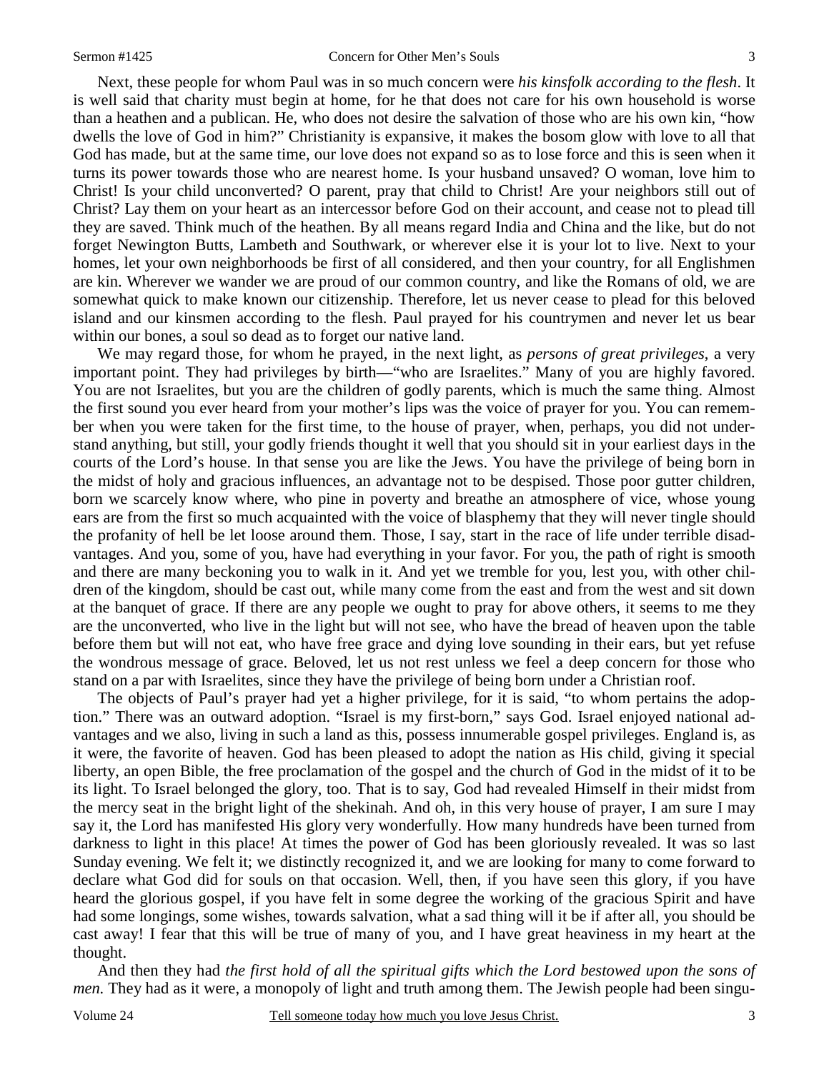Next, these people for whom Paul was in so much concern were *his kinsfolk according to the flesh*. It is well said that charity must begin at home, for he that does not care for his own household is worse than a heathen and a publican. He, who does not desire the salvation of those who are his own kin, "how dwells the love of God in him?" Christianity is expansive, it makes the bosom glow with love to all that God has made, but at the same time, our love does not expand so as to lose force and this is seen when it turns its power towards those who are nearest home. Is your husband unsaved? O woman, love him to Christ! Is your child unconverted? O parent, pray that child to Christ! Are your neighbors still out of Christ? Lay them on your heart as an intercessor before God on their account, and cease not to plead till they are saved. Think much of the heathen. By all means regard India and China and the like, but do not forget Newington Butts, Lambeth and Southwark, or wherever else it is your lot to live. Next to your homes, let your own neighborhoods be first of all considered, and then your country, for all Englishmen are kin. Wherever we wander we are proud of our common country, and like the Romans of old, we are somewhat quick to make known our citizenship. Therefore, let us never cease to plead for this beloved island and our kinsmen according to the flesh. Paul prayed for his countrymen and never let us bear within our bones, a soul so dead as to forget our native land.

We may regard those, for whom he prayed, in the next light, as *persons of great privileges*, a very important point. They had privileges by birth—"who are Israelites." Many of you are highly favored. You are not Israelites, but you are the children of godly parents, which is much the same thing. Almost the first sound you ever heard from your mother's lips was the voice of prayer for you. You can remember when you were taken for the first time, to the house of prayer, when, perhaps, you did not understand anything, but still, your godly friends thought it well that you should sit in your earliest days in the courts of the Lord's house. In that sense you are like the Jews. You have the privilege of being born in the midst of holy and gracious influences, an advantage not to be despised. Those poor gutter children, born we scarcely know where, who pine in poverty and breathe an atmosphere of vice, whose young ears are from the first so much acquainted with the voice of blasphemy that they will never tingle should the profanity of hell be let loose around them. Those, I say, start in the race of life under terrible disadvantages. And you, some of you, have had everything in your favor. For you, the path of right is smooth and there are many beckoning you to walk in it. And yet we tremble for you, lest you, with other children of the kingdom, should be cast out, while many come from the east and from the west and sit down at the banquet of grace. If there are any people we ought to pray for above others, it seems to me they are the unconverted, who live in the light but will not see, who have the bread of heaven upon the table before them but will not eat, who have free grace and dying love sounding in their ears, but yet refuse the wondrous message of grace. Beloved, let us not rest unless we feel a deep concern for those who stand on a par with Israelites, since they have the privilege of being born under a Christian roof.

The objects of Paul's prayer had yet a higher privilege, for it is said, "to whom pertains the adoption." There was an outward adoption. "Israel is my first-born," says God. Israel enjoyed national advantages and we also, living in such a land as this, possess innumerable gospel privileges. England is, as it were, the favorite of heaven. God has been pleased to adopt the nation as His child, giving it special liberty, an open Bible, the free proclamation of the gospel and the church of God in the midst of it to be its light. To Israel belonged the glory, too. That is to say, God had revealed Himself in their midst from the mercy seat in the bright light of the shekinah. And oh, in this very house of prayer, I am sure I may say it, the Lord has manifested His glory very wonderfully. How many hundreds have been turned from darkness to light in this place! At times the power of God has been gloriously revealed. It was so last Sunday evening. We felt it; we distinctly recognized it, and we are looking for many to come forward to declare what God did for souls on that occasion. Well, then, if you have seen this glory, if you have heard the glorious gospel, if you have felt in some degree the working of the gracious Spirit and have had some longings, some wishes, towards salvation, what a sad thing will it be if after all, you should be cast away! I fear that this will be true of many of you, and I have great heaviness in my heart at the thought.

And then they had *the first hold of all the spiritual gifts which the Lord bestowed upon the sons of men.* They had as it were, a monopoly of light and truth among them. The Jewish people had been singu-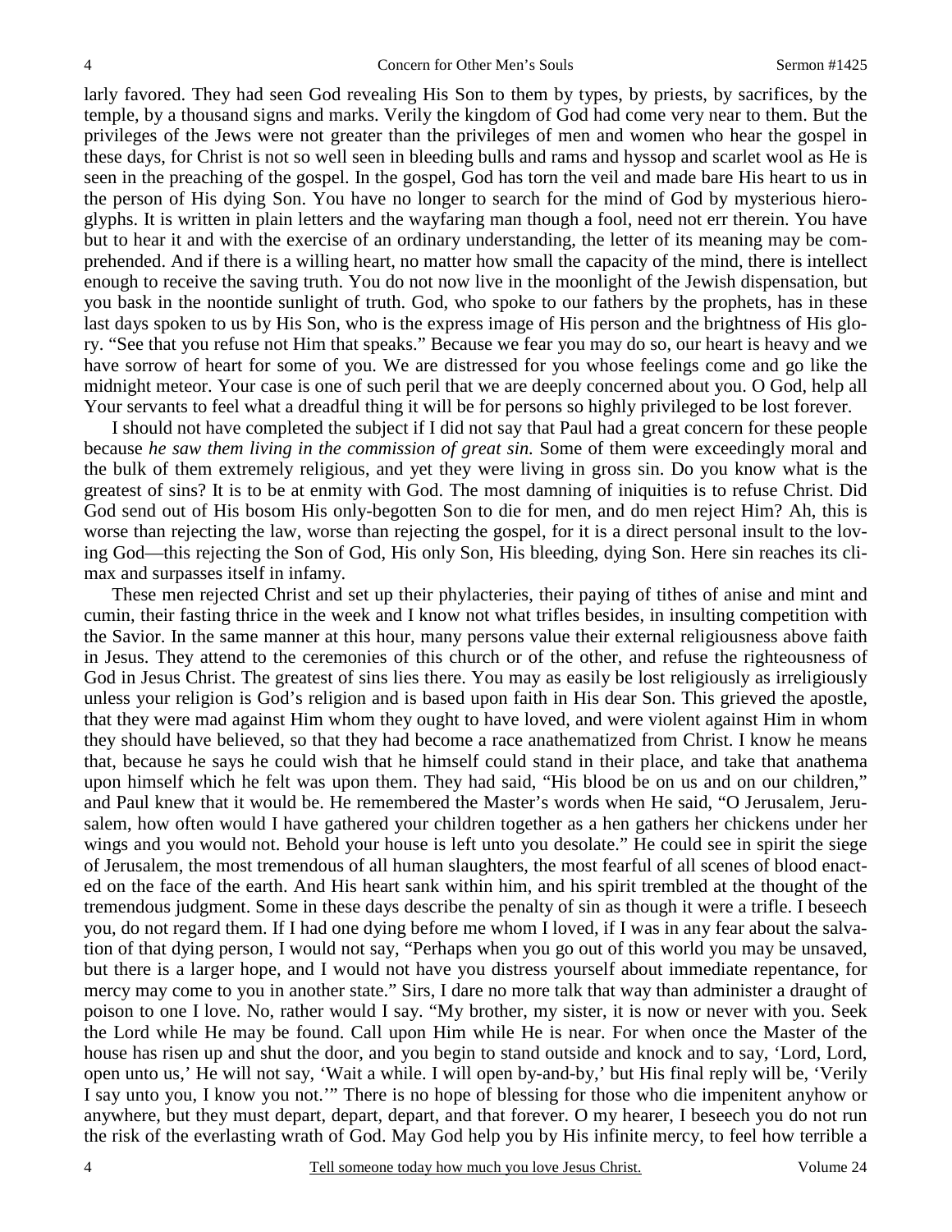larly favored. They had seen God revealing His Son to them by types, by priests, by sacrifices, by the temple, by a thousand signs and marks. Verily the kingdom of God had come very near to them. But the privileges of the Jews were not greater than the privileges of men and women who hear the gospel in these days, for Christ is not so well seen in bleeding bulls and rams and hyssop and scarlet wool as He is seen in the preaching of the gospel. In the gospel, God has torn the veil and made bare His heart to us in the person of His dying Son. You have no longer to search for the mind of God by mysterious hieroglyphs. It is written in plain letters and the wayfaring man though a fool, need not err therein. You have but to hear it and with the exercise of an ordinary understanding, the letter of its meaning may be comprehended. And if there is a willing heart, no matter how small the capacity of the mind, there is intellect enough to receive the saving truth. You do not now live in the moonlight of the Jewish dispensation, but you bask in the noontide sunlight of truth. God, who spoke to our fathers by the prophets, has in these last days spoken to us by His Son, who is the express image of His person and the brightness of His glory. "See that you refuse not Him that speaks." Because we fear you may do so, our heart is heavy and we have sorrow of heart for some of you. We are distressed for you whose feelings come and go like the midnight meteor. Your case is one of such peril that we are deeply concerned about you. O God, help all Your servants to feel what a dreadful thing it will be for persons so highly privileged to be lost forever.

I should not have completed the subject if I did not say that Paul had a great concern for these people because *he saw them living in the commission of great sin.* Some of them were exceedingly moral and the bulk of them extremely religious, and yet they were living in gross sin. Do you know what is the greatest of sins? It is to be at enmity with God. The most damning of iniquities is to refuse Christ. Did God send out of His bosom His only-begotten Son to die for men, and do men reject Him? Ah, this is worse than rejecting the law, worse than rejecting the gospel, for it is a direct personal insult to the loving God—this rejecting the Son of God, His only Son, His bleeding, dying Son. Here sin reaches its climax and surpasses itself in infamy.

These men rejected Christ and set up their phylacteries, their paying of tithes of anise and mint and cumin, their fasting thrice in the week and I know not what trifles besides, in insulting competition with the Savior. In the same manner at this hour, many persons value their external religiousness above faith in Jesus. They attend to the ceremonies of this church or of the other, and refuse the righteousness of God in Jesus Christ. The greatest of sins lies there. You may as easily be lost religiously as irreligiously unless your religion is God's religion and is based upon faith in His dear Son. This grieved the apostle, that they were mad against Him whom they ought to have loved, and were violent against Him in whom they should have believed, so that they had become a race anathematized from Christ. I know he means that, because he says he could wish that he himself could stand in their place, and take that anathema upon himself which he felt was upon them. They had said, "His blood be on us and on our children," and Paul knew that it would be. He remembered the Master's words when He said, "O Jerusalem, Jerusalem, how often would I have gathered your children together as a hen gathers her chickens under her wings and you would not. Behold your house is left unto you desolate." He could see in spirit the siege of Jerusalem, the most tremendous of all human slaughters, the most fearful of all scenes of blood enacted on the face of the earth. And His heart sank within him, and his spirit trembled at the thought of the tremendous judgment. Some in these days describe the penalty of sin as though it were a trifle. I beseech you, do not regard them. If I had one dying before me whom I loved, if I was in any fear about the salvation of that dying person, I would not say, "Perhaps when you go out of this world you may be unsaved, but there is a larger hope, and I would not have you distress yourself about immediate repentance, for mercy may come to you in another state." Sirs, I dare no more talk that way than administer a draught of poison to one I love. No, rather would I say. "My brother, my sister, it is now or never with you. Seek the Lord while He may be found. Call upon Him while He is near. For when once the Master of the house has risen up and shut the door, and you begin to stand outside and knock and to say, 'Lord, Lord, open unto us,' He will not say, 'Wait a while. I will open by-and-by,' but His final reply will be, 'Verily I say unto you, I know you not.'" There is no hope of blessing for those who die impenitent anyhow or anywhere, but they must depart, depart, depart, and that forever. O my hearer, I beseech you do not run the risk of the everlasting wrath of God. May God help you by His infinite mercy, to feel how terrible a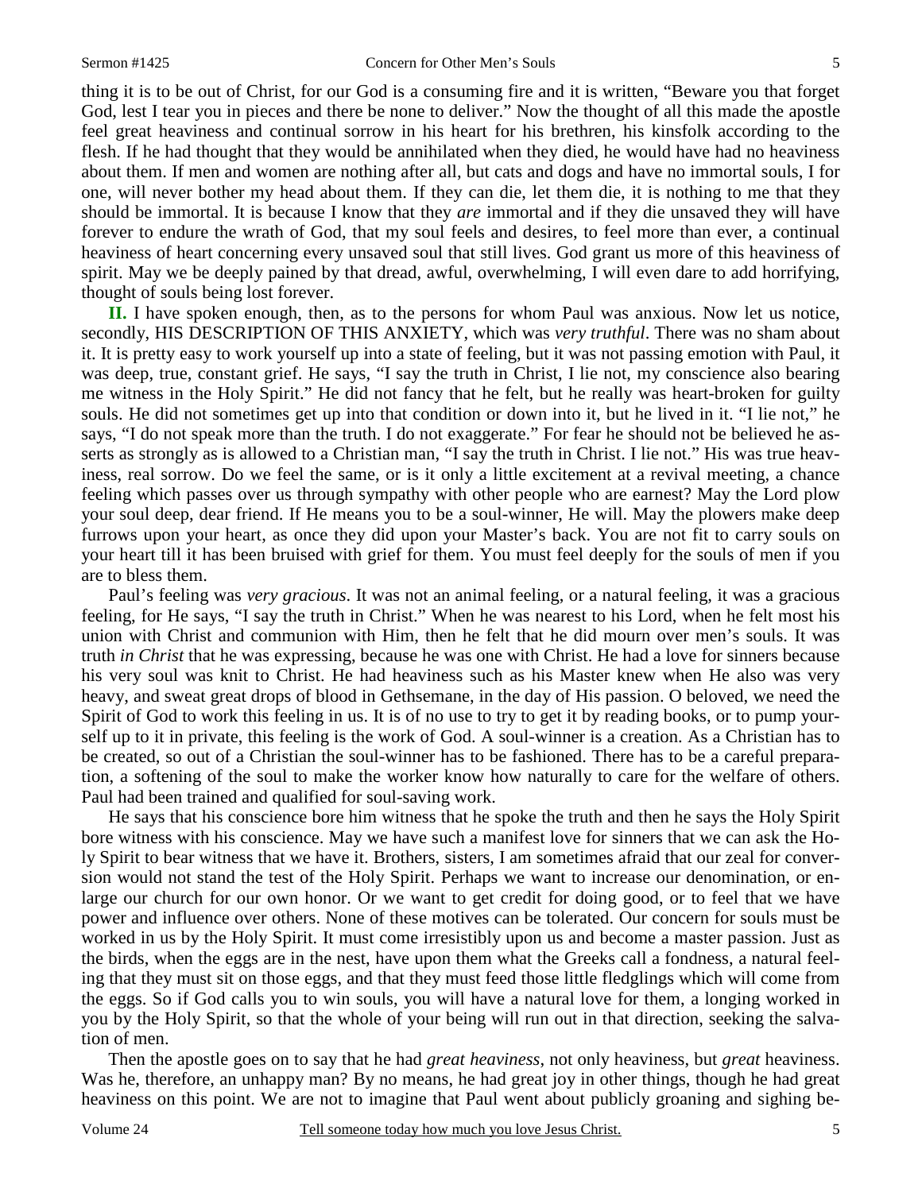thing it is to be out of Christ, for our God is a consuming fire and it is written, "Beware you that forget God, lest I tear you in pieces and there be none to deliver." Now the thought of all this made the apostle feel great heaviness and continual sorrow in his heart for his brethren, his kinsfolk according to the flesh. If he had thought that they would be annihilated when they died, he would have had no heaviness about them. If men and women are nothing after all, but cats and dogs and have no immortal souls, I for one, will never bother my head about them. If they can die, let them die, it is nothing to me that they should be immortal. It is because I know that they *are* immortal and if they die unsaved they will have forever to endure the wrath of God, that my soul feels and desires, to feel more than ever, a continual heaviness of heart concerning every unsaved soul that still lives. God grant us more of this heaviness of spirit. May we be deeply pained by that dread, awful, overwhelming, I will even dare to add horrifying, thought of souls being lost forever.

**II.** I have spoken enough, then, as to the persons for whom Paul was anxious. Now let us notice, secondly, HIS DESCRIPTION OF THIS ANXIETY, which was *very truthful*. There was no sham about it. It is pretty easy to work yourself up into a state of feeling, but it was not passing emotion with Paul, it was deep, true, constant grief. He says, "I say the truth in Christ, I lie not, my conscience also bearing me witness in the Holy Spirit." He did not fancy that he felt, but he really was heart-broken for guilty souls. He did not sometimes get up into that condition or down into it, but he lived in it. "I lie not," he says, "I do not speak more than the truth. I do not exaggerate." For fear he should not be believed he asserts as strongly as is allowed to a Christian man, "I say the truth in Christ. I lie not." His was true heaviness, real sorrow. Do we feel the same, or is it only a little excitement at a revival meeting, a chance feeling which passes over us through sympathy with other people who are earnest? May the Lord plow your soul deep, dear friend. If He means you to be a soul-winner, He will. May the plowers make deep furrows upon your heart, as once they did upon your Master's back. You are not fit to carry souls on your heart till it has been bruised with grief for them. You must feel deeply for the souls of men if you are to bless them.

Paul's feeling was *very gracious*. It was not an animal feeling, or a natural feeling, it was a gracious feeling, for He says, "I say the truth in Christ." When he was nearest to his Lord, when he felt most his union with Christ and communion with Him, then he felt that he did mourn over men's souls. It was truth *in Christ* that he was expressing, because he was one with Christ. He had a love for sinners because his very soul was knit to Christ. He had heaviness such as his Master knew when He also was very heavy, and sweat great drops of blood in Gethsemane, in the day of His passion. O beloved, we need the Spirit of God to work this feeling in us. It is of no use to try to get it by reading books, or to pump yourself up to it in private, this feeling is the work of God. A soul-winner is a creation. As a Christian has to be created, so out of a Christian the soul-winner has to be fashioned. There has to be a careful preparation, a softening of the soul to make the worker know how naturally to care for the welfare of others. Paul had been trained and qualified for soul-saving work.

He says that his conscience bore him witness that he spoke the truth and then he says the Holy Spirit bore witness with his conscience. May we have such a manifest love for sinners that we can ask the Holy Spirit to bear witness that we have it. Brothers, sisters, I am sometimes afraid that our zeal for conversion would not stand the test of the Holy Spirit. Perhaps we want to increase our denomination, or enlarge our church for our own honor. Or we want to get credit for doing good, or to feel that we have power and influence over others. None of these motives can be tolerated. Our concern for souls must be worked in us by the Holy Spirit. It must come irresistibly upon us and become a master passion. Just as the birds, when the eggs are in the nest, have upon them what the Greeks call a fondness, a natural feeling that they must sit on those eggs, and that they must feed those little fledglings which will come from the eggs. So if God calls you to win souls, you will have a natural love for them, a longing worked in you by the Holy Spirit, so that the whole of your being will run out in that direction, seeking the salvation of men.

Then the apostle goes on to say that he had *great heaviness*, not only heaviness, but *great* heaviness. Was he, therefore, an unhappy man? By no means, he had great joy in other things, though he had great heaviness on this point. We are not to imagine that Paul went about publicly groaning and sighing be-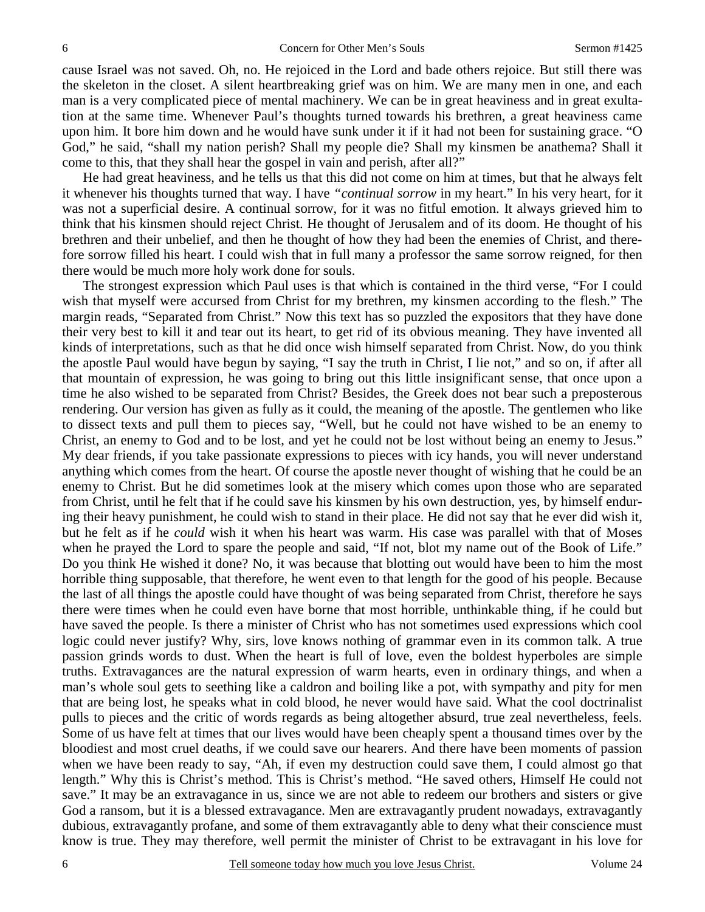cause Israel was not saved. Oh, no. He rejoiced in the Lord and bade others rejoice. But still there was the skeleton in the closet. A silent heartbreaking grief was on him. We are many men in one, and each man is a very complicated piece of mental machinery. We can be in great heaviness and in great exultation at the same time. Whenever Paul's thoughts turned towards his brethren, a great heaviness came upon him. It bore him down and he would have sunk under it if it had not been for sustaining grace. "O God," he said, "shall my nation perish? Shall my people die? Shall my kinsmen be anathema? Shall it come to this, that they shall hear the gospel in vain and perish, after all?"

He had great heaviness, and he tells us that this did not come on him at times, but that he always felt it whenever his thoughts turned that way. I have *"continual sorrow* in my heart." In his very heart, for it was not a superficial desire. A continual sorrow, for it was no fitful emotion. It always grieved him to think that his kinsmen should reject Christ. He thought of Jerusalem and of its doom. He thought of his brethren and their unbelief, and then he thought of how they had been the enemies of Christ, and therefore sorrow filled his heart. I could wish that in full many a professor the same sorrow reigned, for then there would be much more holy work done for souls.

The strongest expression which Paul uses is that which is contained in the third verse, "For I could wish that myself were accursed from Christ for my brethren, my kinsmen according to the flesh." The margin reads, "Separated from Christ." Now this text has so puzzled the expositors that they have done their very best to kill it and tear out its heart, to get rid of its obvious meaning. They have invented all kinds of interpretations, such as that he did once wish himself separated from Christ. Now, do you think the apostle Paul would have begun by saying, "I say the truth in Christ, I lie not," and so on, if after all that mountain of expression, he was going to bring out this little insignificant sense, that once upon a time he also wished to be separated from Christ? Besides, the Greek does not bear such a preposterous rendering. Our version has given as fully as it could, the meaning of the apostle. The gentlemen who like to dissect texts and pull them to pieces say, "Well, but he could not have wished to be an enemy to Christ, an enemy to God and to be lost, and yet he could not be lost without being an enemy to Jesus." My dear friends, if you take passionate expressions to pieces with icy hands, you will never understand anything which comes from the heart. Of course the apostle never thought of wishing that he could be an enemy to Christ. But he did sometimes look at the misery which comes upon those who are separated from Christ, until he felt that if he could save his kinsmen by his own destruction, yes, by himself enduring their heavy punishment, he could wish to stand in their place. He did not say that he ever did wish it, but he felt as if he *could* wish it when his heart was warm. His case was parallel with that of Moses when he prayed the Lord to spare the people and said, "If not, blot my name out of the Book of Life." Do you think He wished it done? No, it was because that blotting out would have been to him the most horrible thing supposable, that therefore, he went even to that length for the good of his people. Because the last of all things the apostle could have thought of was being separated from Christ, therefore he says there were times when he could even have borne that most horrible, unthinkable thing, if he could but have saved the people. Is there a minister of Christ who has not sometimes used expressions which cool logic could never justify? Why, sirs, love knows nothing of grammar even in its common talk. A true passion grinds words to dust. When the heart is full of love, even the boldest hyperboles are simple truths. Extravagances are the natural expression of warm hearts, even in ordinary things, and when a man's whole soul gets to seething like a caldron and boiling like a pot, with sympathy and pity for men that are being lost, he speaks what in cold blood, he never would have said. What the cool doctrinalist pulls to pieces and the critic of words regards as being altogether absurd, true zeal nevertheless, feels. Some of us have felt at times that our lives would have been cheaply spent a thousand times over by the bloodiest and most cruel deaths, if we could save our hearers. And there have been moments of passion when we have been ready to say, "Ah, if even my destruction could save them, I could almost go that length." Why this is Christ's method. This is Christ's method. "He saved others, Himself He could not save." It may be an extravagance in us, since we are not able to redeem our brothers and sisters or give God a ransom, but it is a blessed extravagance. Men are extravagantly prudent nowadays, extravagantly dubious, extravagantly profane, and some of them extravagantly able to deny what their conscience must know is true. They may therefore, well permit the minister of Christ to be extravagant in his love for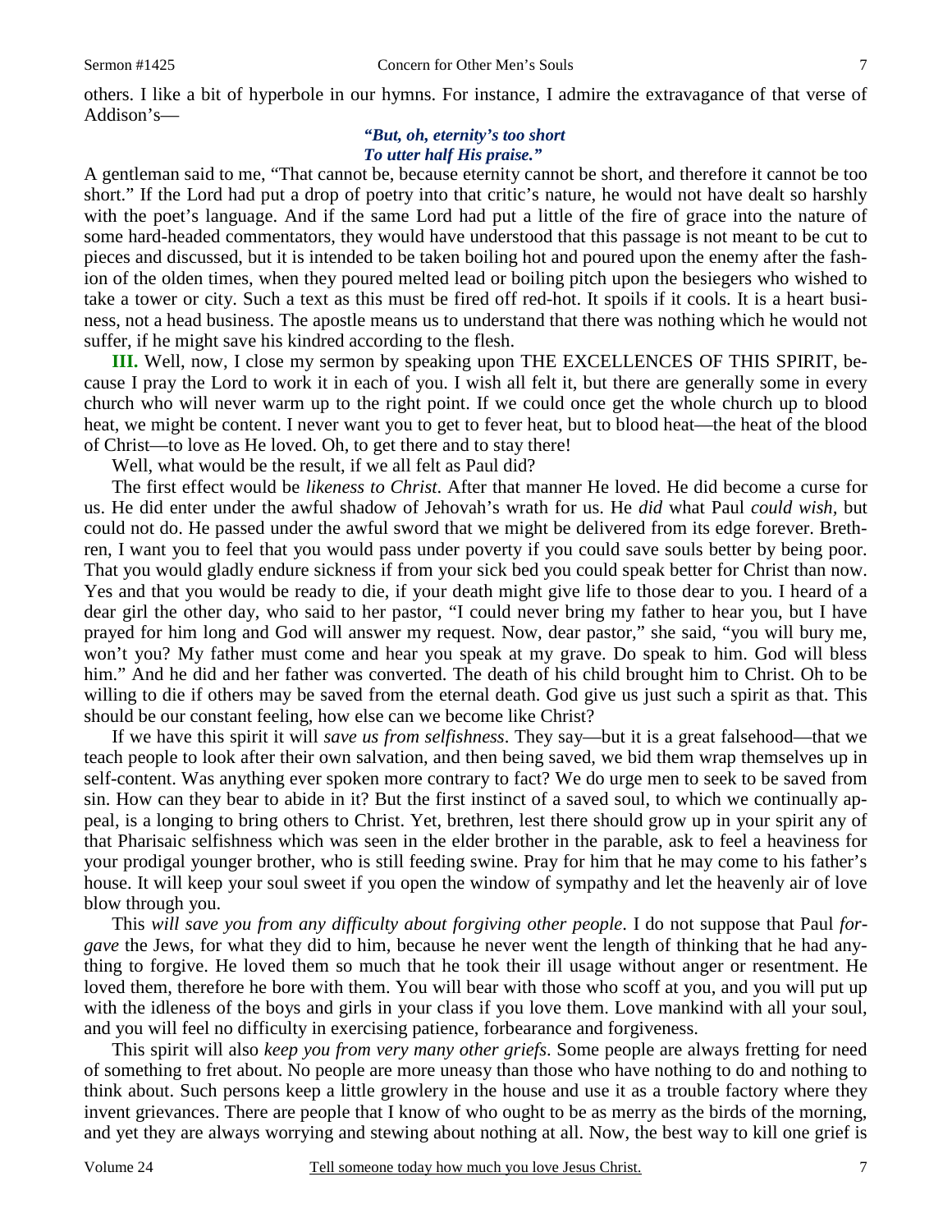others. I like a bit of hyperbole in our hymns. For instance, I admire the extravagance of that verse of Addison's—

> ***"But, oh, eternity's too short***
> ***To utter half His praise."***

A gentleman said to me, "That cannot be, because eternity cannot be short, and therefore it cannot be too short." If the Lord had put a drop of poetry into that critic's nature, he would not have dealt so harshly with the poet's language. And if the same Lord had put a little of the fire of grace into the nature of some hard-headed commentators, they would have understood that this passage is not meant to be cut to pieces and discussed, but it is intended to be taken boiling hot and poured upon the enemy after the fashion of the olden times, when they poured melted lead or boiling pitch upon the besiegers who wished to take a tower or city. Such a text as this must be fired off red-hot. It spoils if it cools. It is a heart business, not a head business. The apostle means us to understand that there was nothing which he would not suffer, if he might save his kindred according to the flesh.

**III.** Well, now, I close my sermon by speaking upon THE EXCELLENCES OF THIS SPIRIT, because I pray the Lord to work it in each of you. I wish all felt it, but there are generally some in every church who will never warm up to the right point. If we could once get the whole church up to blood heat, we might be content. I never want you to get to fever heat, but to blood heat—the heat of the blood of Christ—to love as He loved. Oh, to get there and to stay there!

Well, what would be the result, if we all felt as Paul did?

The first effect would be *likeness to Christ*. After that manner He loved. He did become a curse for us. He did enter under the awful shadow of Jehovah's wrath for us. He *did* what Paul *could wish*, but could not do. He passed under the awful sword that we might be delivered from its edge forever. Brethren, I want you to feel that you would pass under poverty if you could save souls better by being poor. That you would gladly endure sickness if from your sick bed you could speak better for Christ than now. Yes and that you would be ready to die, if your death might give life to those dear to you. I heard of a dear girl the other day, who said to her pastor, "I could never bring my father to hear you, but I have prayed for him long and God will answer my request. Now, dear pastor," she said, "you will bury me, won't you? My father must come and hear you speak at my grave. Do speak to him. God will bless him." And he did and her father was converted. The death of his child brought him to Christ. Oh to be willing to die if others may be saved from the eternal death. God give us just such a spirit as that. This should be our constant feeling, how else can we become like Christ?

If we have this spirit it will *save us from selfishness*. They say—but it is a great falsehood—that we teach people to look after their own salvation, and then being saved, we bid them wrap themselves up in self-content. Was anything ever spoken more contrary to fact? We do urge men to seek to be saved from sin. How can they bear to abide in it? But the first instinct of a saved soul, to which we continually appeal, is a longing to bring others to Christ. Yet, brethren, lest there should grow up in your spirit any of that Pharisaic selfishness which was seen in the elder brother in the parable, ask to feel a heaviness for your prodigal younger brother, who is still feeding swine. Pray for him that he may come to his father's house. It will keep your soul sweet if you open the window of sympathy and let the heavenly air of love blow through you.

This *will save you from any difficulty about forgiving other people*. I do not suppose that Paul *forgave* the Jews, for what they did to him, because he never went the length of thinking that he had anything to forgive. He loved them so much that he took their ill usage without anger or resentment. He loved them, therefore he bore with them. You will bear with those who scoff at you, and you will put up with the idleness of the boys and girls in your class if you love them. Love mankind with all your soul, and you will feel no difficulty in exercising patience, forbearance and forgiveness.

This spirit will also *keep you from very many other griefs*. Some people are always fretting for need of something to fret about. No people are more uneasy than those who have nothing to do and nothing to think about. Such persons keep a little growlery in the house and use it as a trouble factory where they invent grievances. There are people that I know of who ought to be as merry as the birds of the morning, and yet they are always worrying and stewing about nothing at all. Now, the best way to kill one grief is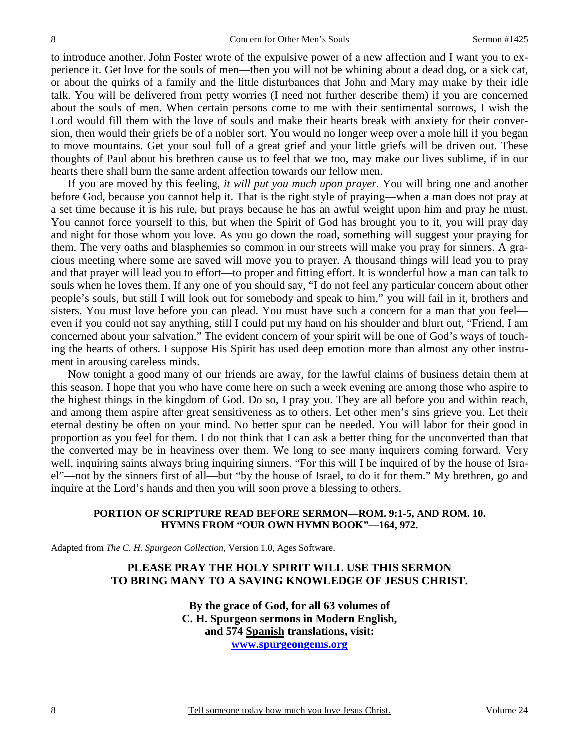to introduce another. John Foster wrote of the expulsive power of a new affection and I want you to experience it. Get love for the souls of men—then you will not be whining about a dead dog, or a sick cat, or about the quirks of a family and the little disturbances that John and Mary may make by their idle talk. You will be delivered from petty worries (I need not further describe them) if you are concerned about the souls of men. When certain persons come to me with their sentimental sorrows, I wish the Lord would fill them with the love of souls and make their hearts break with anxiety for their conversion, then would their griefs be of a nobler sort. You would no longer weep over a mole hill if you began to move mountains. Get your soul full of a great grief and your little griefs will be driven out. These thoughts of Paul about his brethren cause us to feel that we too, may make our lives sublime, if in our hearts there shall burn the same ardent affection towards our fellow men.

If you are moved by this feeling, *it will put you much upon prayer*. You will bring one and another before God, because you cannot help it. That is the right style of praying—when a man does not pray at a set time because it is his rule, but prays because he has an awful weight upon him and pray he must. You cannot force yourself to this, but when the Spirit of God has brought you to it, you will pray day and night for those whom you love. As you go down the road, something will suggest your praying for them. The very oaths and blasphemies so common in our streets will make you pray for sinners. A gracious meeting where some are saved will move you to prayer. A thousand things will lead you to pray and that prayer will lead you to effort—to proper and fitting effort. It is wonderful how a man can talk to souls when he loves them. If any one of you should say, "I do not feel any particular concern about other people's souls, but still I will look out for somebody and speak to him," you will fail in it, brothers and sisters. You must love before you can plead. You must have such a concern for a man that you feel—even if you could not say anything, still I could put my hand on his shoulder and blurt out, "Friend, I am concerned about your salvation." The evident concern of your spirit will be one of God's ways of touching the hearts of others. I suppose His Spirit has used deep emotion more than almost any other instrument in arousing careless minds.

Now tonight a good many of our friends are away, for the lawful claims of business detain them at this season. I hope that you who have come here on such a week evening are among those who aspire to the highest things in the kingdom of God. Do so, I pray you. They are all before you and within reach, and among them aspire after great sensitiveness as to others. Let other men's sins grieve you. Let their eternal destiny be often on your mind. No better spur can be needed. You will labor for their good in proportion as you feel for them. I do not think that I can ask a better thing for the unconverted than that the converted may be in heaviness over them. We long to see many inquirers coming forward. Very well, inquiring saints always bring inquiring sinners. "For this will I be inquired of by the house of Israel"—not by the sinners first of all—but "by the house of Israel, to do it for them." My brethren, go and inquire at the Lord's hands and then you will soon prove a blessing to others.

**PORTION OF SCRIPTURE READ BEFORE SERMON—ROM. 9:1-5, AND ROM. 10.**
**HYMNS FROM "OUR OWN HYMN BOOK"—164, 972.**

Adapted from *The C. H. Spurgeon Collection*, Version 1.0, Ages Software.

**PLEASE PRAY THE HOLY SPIRIT WILL USE THIS SERMON TO BRING MANY TO A SAVING KNOWLEDGE OF JESUS CHRIST.**

**By the grace of God, for all 63 volumes of C. H. Spurgeon sermons in Modern English, and 574 Spanish translations, visit: www.spurgeongems.org**